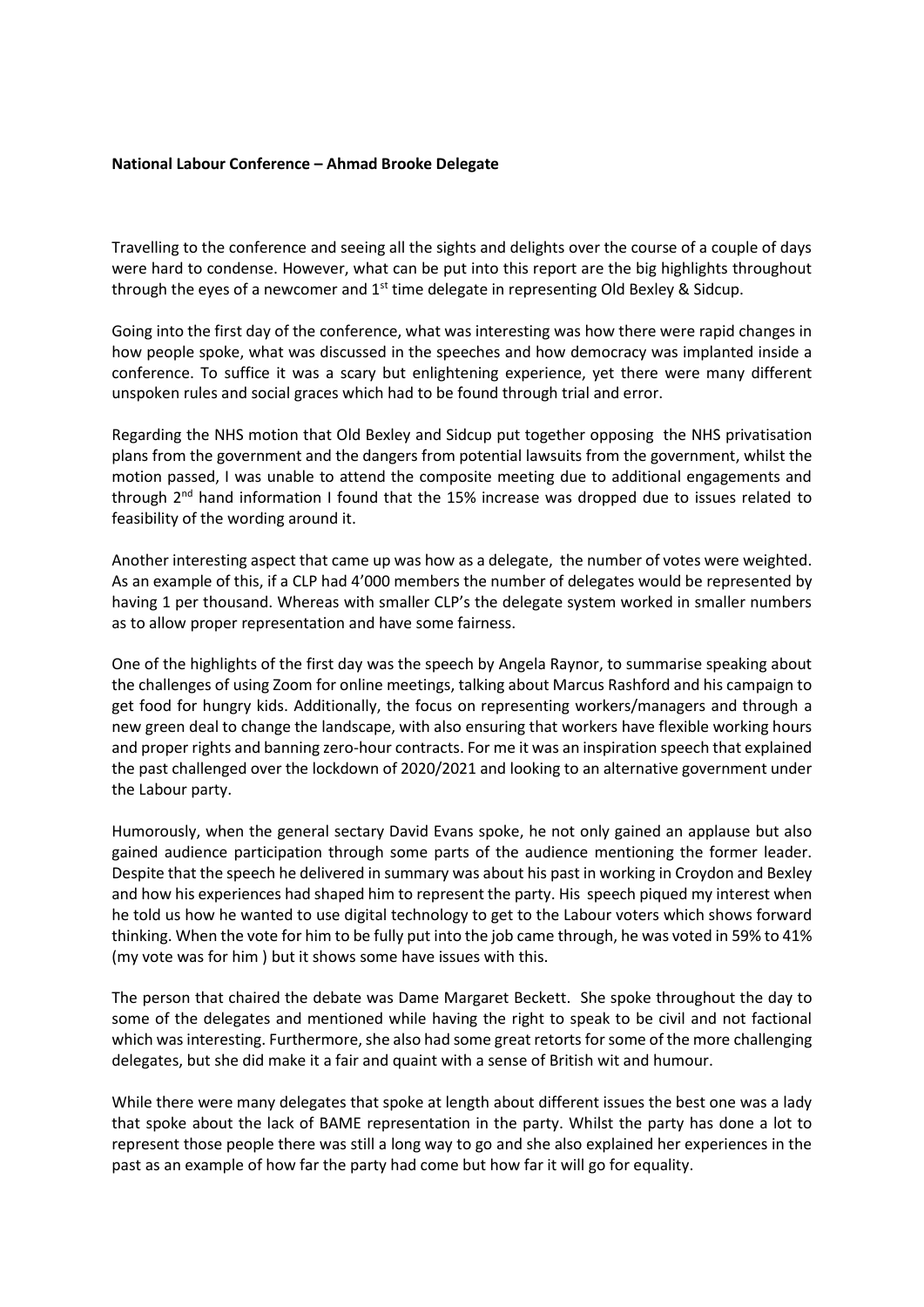**National Labour Conference – Ahmad Brooke Delegate**

Travelling to the conference and seeing all the sights and delights over the course of a couple of days were hard to condense. However, what can be put into this report are the big highlights throughout through the eyes of a newcomer and 1st time delegate in representing Old Bexley & Sidcup.

Going into the first day of the conference, what was interesting was how there were rapid changes in how people spoke, what was discussed in the speeches and how democracy was implanted inside a conference. To suffice it was a scary but enlightening experience, yet there were many different unspoken rules and social graces which had to be found through trial and error.

Regarding the NHS motion that Old Bexley and Sidcup put together opposing the NHS privatisation plans from the government and the dangers from potential lawsuits from the government, whilst the motion passed, I was unable to attend the composite meeting due to additional engagements and through 2nd hand information I found that the 15% increase was dropped due to issues related to feasibility of the wording around it.

Another interesting aspect that came up was how as a delegate, the number of votes were weighted. As an example of this, if a CLP had 4'000 members the number of delegates would be represented by having 1 per thousand. Whereas with smaller CLP's the delegate system worked in smaller numbers as to allow proper representation and have some fairness.

One of the highlights of the first day was the speech by Angela Raynor, to summarise speaking about the challenges of using Zoom for online meetings, talking about Marcus Rashford and his campaign to get food for hungry kids. Additionally, the focus on representing workers/managers and through a new green deal to change the landscape, with also ensuring that workers have flexible working hours and proper rights and banning zero-hour contracts. For me it was an inspiration speech that explained the past challenged over the lockdown of 2020/2021 and looking to an alternative government under the Labour party.

Humorously, when the general sectary David Evans spoke, he not only gained an applause but also gained audience participation through some parts of the audience mentioning the former leader. Despite that the speech he delivered in summary was about his past in working in Croydon and Bexley and how his experiences had shaped him to represent the party. His speech piqued my interest when he told us how he wanted to use digital technology to get to the Labour voters which shows forward thinking. When the vote for him to be fully put into the job came through, he was voted in 59% to 41% (my vote was for him ) but it shows some have issues with this.

The person that chaired the debate was Dame Margaret Beckett. She spoke throughout the day to some of the delegates and mentioned while having the right to speak to be civil and not factional which was interesting. Furthermore, she also had some great retorts for some of the more challenging delegates, but she did make it a fair and quaint with a sense of British wit and humour.

While there were many delegates that spoke at length about different issues the best one was a lady that spoke about the lack of BAME representation in the party. Whilst the party has done a lot to represent those people there was still a long way to go and she also explained her experiences in the past as an example of how far the party had come but how far it will go for equality.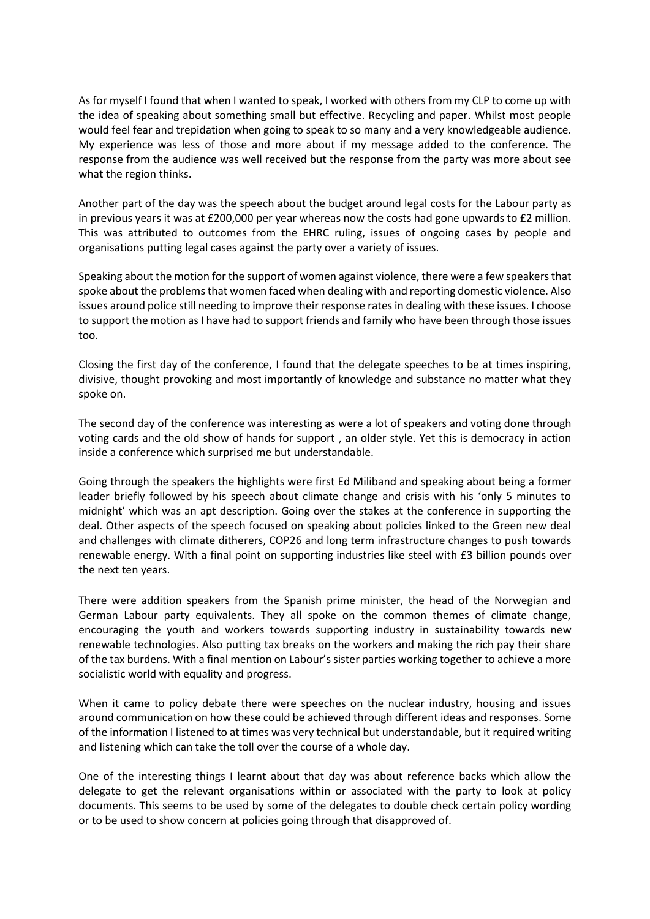As for myself I found that when I wanted to speak, I worked with others from my CLP to come up with the idea of speaking about something small but effective. Recycling and paper. Whilst most people would feel fear and trepidation when going to speak to so many and a very knowledgeable audience. My experience was less of those and more about if my message added to the conference. The response from the audience was well received but the response from the party was more about see what the region thinks.

Another part of the day was the speech about the budget around legal costs for the Labour party as in previous years it was at £200,000 per year whereas now the costs had gone upwards to £2 million. This was attributed to outcomes from the EHRC ruling, issues of ongoing cases by people and organisations putting legal cases against the party over a variety of issues.

Speaking about the motion for the support of women against violence, there were a few speakers that spoke about the problems that women faced when dealing with and reporting domestic violence. Also issues around police still needing to improve their response rates in dealing with these issues. I choose to support the motion as I have had to support friends and family who have been through those issues too.

Closing the first day of the conference, I found that the delegate speeches to be at times inspiring, divisive, thought provoking and most importantly of knowledge and substance no matter what they spoke on.

The second day of the conference was interesting as were a lot of speakers and voting done through voting cards and the old show of hands for support , an older style. Yet this is democracy in action inside a conference which surprised me but understandable.

Going through the speakers the highlights were first Ed Miliband and speaking about being a former leader briefly followed by his speech about climate change and crisis with his 'only 5 minutes to midnight' which was an apt description. Going over the stakes at the conference in supporting the deal. Other aspects of the speech focused on speaking about policies linked to the Green new deal and challenges with climate ditherers, COP26 and long term infrastructure changes to push towards renewable energy. With a final point on supporting industries like steel with £3 billion pounds over the next ten years.

There were addition speakers from the Spanish prime minister, the head of the Norwegian and German Labour party equivalents. They all spoke on the common themes of climate change, encouraging the youth and workers towards supporting industry in sustainability towards new renewable technologies. Also putting tax breaks on the workers and making the rich pay their share of the tax burdens. With a final mention on Labour's sister parties working together to achieve a more socialistic world with equality and progress.

When it came to policy debate there were speeches on the nuclear industry, housing and issues around communication on how these could be achieved through different ideas and responses. Some of the information I listened to at times was very technical but understandable, but it required writing and listening which can take the toll over the course of a whole day.

One of the interesting things I learnt about that day was about reference backs which allow the delegate to get the relevant organisations within or associated with the party to look at policy documents. This seems to be used by some of the delegates to double check certain policy wording or to be used to show concern at policies going through that disapproved of.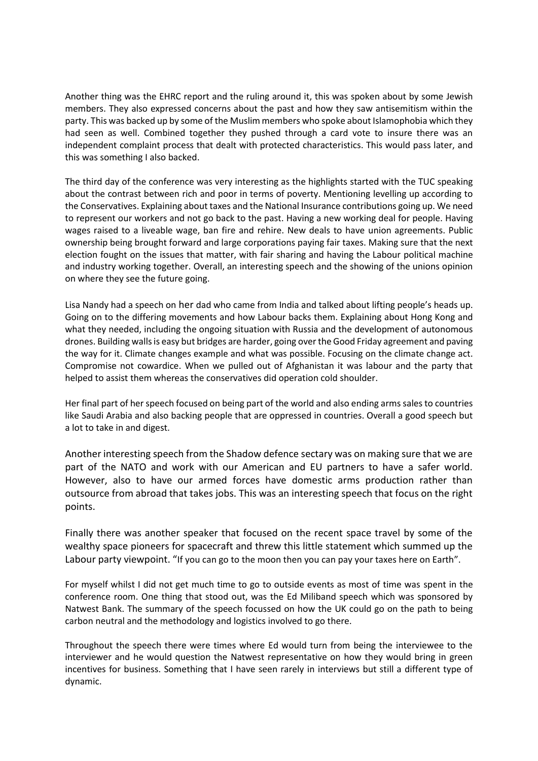Another thing was the EHRC report and the ruling around it, this was spoken about by some Jewish members. They also expressed concerns about the past and how they saw antisemitism within the party. This was backed up by some of the Muslim members who spoke about Islamophobia which they had seen as well. Combined together they pushed through a card vote to insure there was an independent complaint process that dealt with protected characteristics. This would pass later, and this was something I also backed.

The third day of the conference was very interesting as the highlights started with the TUC speaking about the contrast between rich and poor in terms of poverty. Mentioning levelling up according to the Conservatives. Explaining about taxes and the National Insurance contributions going up. We need to represent our workers and not go back to the past. Having a new working deal for people. Having wages raised to a liveable wage, ban fire and rehire. New deals to have union agreements. Public ownership being brought forward and large corporations paying fair taxes. Making sure that the next election fought on the issues that matter, with fair sharing and having the Labour political machine and industry working together. Overall, an interesting speech and the showing of the unions opinion on where they see the future going.

Lisa Nandy had a speech on her dad who came from India and talked about lifting people's heads up. Going on to the differing movements and how Labour backs them. Explaining about Hong Kong and what they needed, including the ongoing situation with Russia and the development of autonomous drones. Building walls is easy but bridges are harder, going over the Good Friday agreement and paving the way for it. Climate changes example and what was possible. Focusing on the climate change act. Compromise not cowardice. When we pulled out of Afghanistan it was labour and the party that helped to assist them whereas the conservatives did operation cold shoulder.

Her final part of her speech focused on being part of the world and also ending arms sales to countries like Saudi Arabia and also backing people that are oppressed in countries. Overall a good speech but a lot to take in and digest.

Another interesting speech from the Shadow defence sectary was on making sure that we are part of the NATO and work with our American and EU partners to have a safer world. However, also to have our armed forces have domestic arms production rather than outsource from abroad that takes jobs. This was an interesting speech that focus on the right points.

Finally there was another speaker that focused on the recent space travel by some of the wealthy space pioneers for spacecraft and threw this little statement which summed up the Labour party viewpoint. "If you can go to the moon then you can pay your taxes here on Earth".

For myself whilst I did not get much time to go to outside events as most of time was spent in the conference room. One thing that stood out, was the Ed Miliband speech which was sponsored by Natwest Bank. The summary of the speech focussed on how the UK could go on the path to being carbon neutral and the methodology and logistics involved to go there.

Throughout the speech there were times where Ed would turn from being the interviewee to the interviewer and he would question the Natwest representative on how they would bring in green incentives for business. Something that I have seen rarely in interviews but still a different type of dynamic.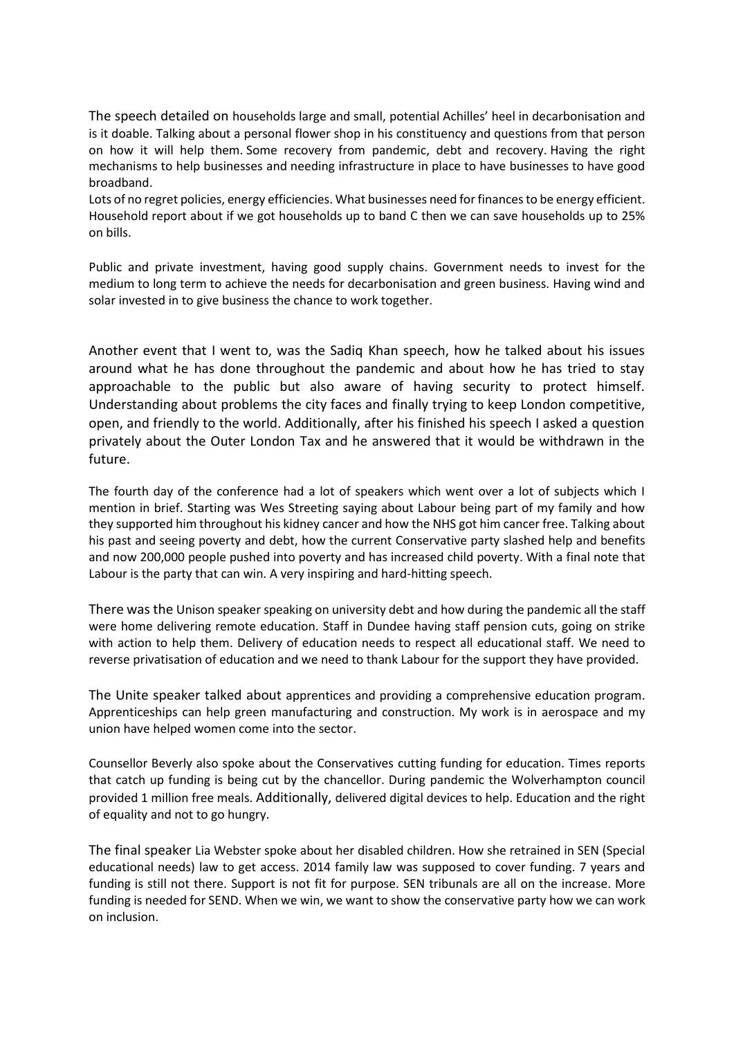The speech detailed on households large and small, potential Achilles' heel in decarbonisation and is it doable. Talking about a personal flower shop in his constituency and questions from that person on how it will help them. Some recovery from pandemic, debt and recovery. Having the right mechanisms to help businesses and needing infrastructure in place to have businesses to have good broadband.

Lots of no regret policies, energy efficiencies. What businesses need for finances to be energy efficient. Household report about if we got households up to band C then we can save households up to 25% on bills.

Public and private investment, having good supply chains. Government needs to invest for the medium to long term to achieve the needs for decarbonisation and green business. Having wind and solar invested in to give business the chance to work together.

Another event that I went to, was the Sadiq Khan speech, how he talked about his issues around what he has done throughout the pandemic and about how he has tried to stay approachable to the public but also aware of having security to protect himself. Understanding about problems the city faces and finally trying to keep London competitive, open, and friendly to the world. Additionally, after his finished his speech I asked a question privately about the Outer London Tax and he answered that it would be withdrawn in the future.

The fourth day of the conference had a lot of speakers which went over a lot of subjects which I mention in brief. Starting was Wes Streeting saying about Labour being part of my family and how they supported him throughout his kidney cancer and how the NHS got him cancer free. Talking about his past and seeing poverty and debt, how the current Conservative party slashed help and benefits and now 200,000 people pushed into poverty and has increased child poverty. With a final note that Labour is the party that can win. A very inspiring and hard-hitting speech.

There was the Unison speaker speaking on university debt and how during the pandemic all the staff were home delivering remote education. Staff in Dundee having staff pension cuts, going on strike with action to help them. Delivery of education needs to respect all educational staff. We need to reverse privatisation of education and we need to thank Labour for the support they have provided.

The Unite speaker talked about apprentices and providing a comprehensive education program. Apprenticeships can help green manufacturing and construction. My work is in aerospace and my union have helped women come into the sector.

Counsellor Beverly also spoke about the Conservatives cutting funding for education. Times reports that catch up funding is being cut by the chancellor. During pandemic the Wolverhampton council provided 1 million free meals. Additionally, delivered digital devices to help. Education and the right of equality and not to go hungry.

The final speaker Lia Webster spoke about her disabled children. How she retrained in SEN (Special educational needs) law to get access. 2014 family law was supposed to cover funding. 7 years and funding is still not there. Support is not fit for purpose. SEN tribunals are all on the increase. More funding is needed for SEND. When we win, we want to show the conservative party how we can work on inclusion.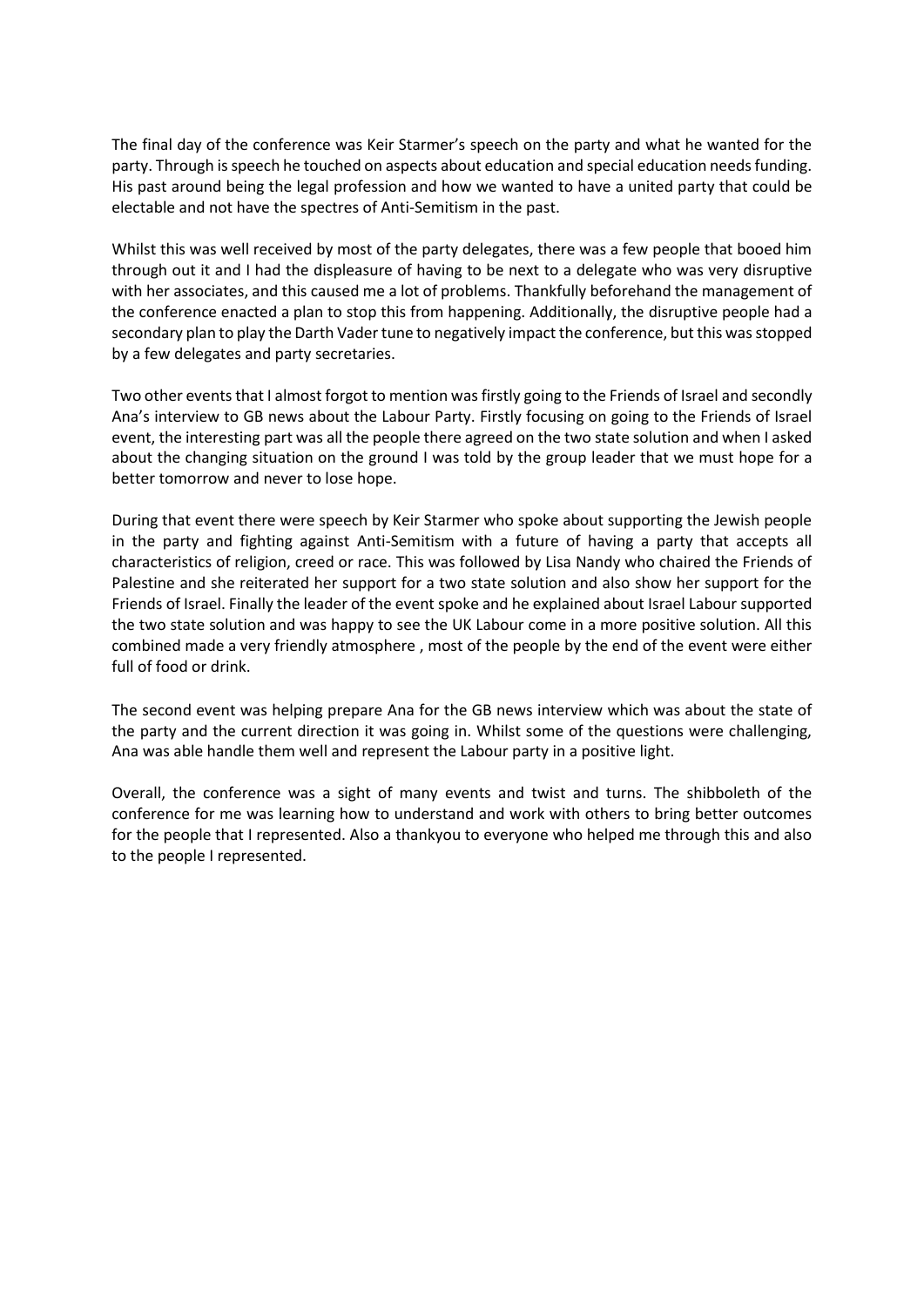The final day of the conference was Keir Starmer's speech on the party and what he wanted for the party. Through is speech he touched on aspects about education and special education needs funding. His past around being the legal profession and how we wanted to have a united party that could be electable and not have the spectres of Anti-Semitism in the past.

Whilst this was well received by most of the party delegates, there was a few people that booed him through out it and I had the displeasure of having to be next to a delegate who was very disruptive with her associates, and this caused me a lot of problems. Thankfully beforehand the management of the conference enacted a plan to stop this from happening. Additionally, the disruptive people had a secondary plan to play the Darth Vader tune to negatively impact the conference, but this was stopped by a few delegates and party secretaries.

Two other events that I almost forgot to mention was firstly going to the Friends of Israel and secondly Ana's interview to GB news about the Labour Party. Firstly focusing on going to the Friends of Israel event, the interesting part was all the people there agreed on the two state solution and when I asked about the changing situation on the ground I was told by the group leader that we must hope for a better tomorrow and never to lose hope.

During that event there were speech by Keir Starmer who spoke about supporting the Jewish people in the party and fighting against Anti-Semitism with a future of having a party that accepts all characteristics of religion, creed or race. This was followed by Lisa Nandy who chaired the Friends of Palestine and she reiterated her support for a two state solution and also show her support for the Friends of Israel. Finally the leader of the event spoke and he explained about Israel Labour supported the two state solution and was happy to see the UK Labour come in a more positive solution. All this combined made a very friendly atmosphere , most of the people by the end of the event were either full of food or drink.

The second event was helping prepare Ana for the GB news interview which was about the state of the party and the current direction it was going in. Whilst some of the questions were challenging, Ana was able handle them well and represent the Labour party in a positive light.

Overall, the conference was a sight of many events and twist and turns. The shibboleth of the conference for me was learning how to understand and work with others to bring better outcomes for the people that I represented. Also a thankyou to everyone who helped me through this and also to the people I represented.